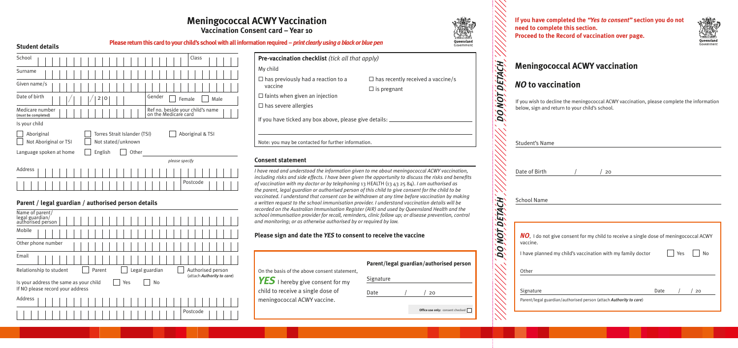# Meningococcal ACWY Vaccination

## Vaccination Consent card – Year 10

**Please return this card to your child's school with all information required – *print clearly using a black or blue pen***

### Student details

School | Class

Surname

Given name/s

Date of birth / / 20 | Gender ☐ Female ☐ Male

Medicare number (must be completed) | Ref no. beside your child's name on the Medicare card

Is your child

☐ Aboriginal ☐ Torres Strait Islander (TSI) ☐ Aboriginal & TSI
☐ Not Aboriginal or TSI ☐ Not stated/unknown

Language spoken at home ☐ English ☐ Other (please specify)

Address | Postcode

### Parent / legal guardian / authorised person details

Name of parent/ legal guardian/ authorised person

Mobile

Other phone number

Email

Relationship to student ☐ Parent ☐ Legal guardian ☐ Authorised person (attach *Authority to care*)

Is your address the same as your child ☐ Yes ☐ No
If NO please record your address

Address | Postcode

### Pre-vaccination checklist *(tick all that apply)*

My child

☐ has previously had a reaction to a vaccine
☐ faints when given an injection
☐ has severe allergies
☐ has recently received a vaccine/s
☐ is pregnant

If you have ticked any box above, please give details: \_\_\_\_\_\_\_\_\_\_

Note: you may be contacted for further information.

### Consent statement

*I have read and understood the information given to me about meningococcal ACWY vaccination, including risks and side effects. I have been given the opportunity to discuss the risks and benefits of vaccination with my doctor or by telephoning* 13 HEALTH (13 43 25 84). *I am authorised as the parent, legal guardian or authorised person of this child to give consent for the child to be vaccinated. I understand that consent can be withdrawn at any time before vaccination by making a written request to the school immunisation provider. I understand vaccination details will be recorded on the Australian Immunisation Register (AIR) and used by Queensland Health and the school immunisation provider for recall, reminders, clinic follow up; or disease prevention, control and monitoring; or as otherwise authorised by or required by law.*

### Please sign and date the *YES* to consent to receive the vaccine

On the basis of the above consent statement, ***YES*** I hereby give consent for my child to receive a single dose of meningococcal ACWY vaccine.

**Parent/legal guardian/authorised person**

Signature

Date / / 20

**Office use only:** consent checked ☐

---

*DO NOT DETACH*

---

**If you have completed the *"Yes to consent"* section you do not need to complete this section. Proceed to the Record of vaccination over page.**

## Meningococcal ACWY vaccination

## *NO* to vaccination

If you wish to decline the meningococcal ACWY vaccination, please complete the information below, sign and return to your child's school.

Student's Name

Date of Birth / / 20

School Name

***NO***, I do not give consent for my child to receive a single dose of meningococcal ACWY vaccine.

I have planned my child's vaccination with my family doctor ☐ Yes ☐ No

Other

Signature | Date / / 20

Parent/legal guardian/authorised person (attach *Authority to care*)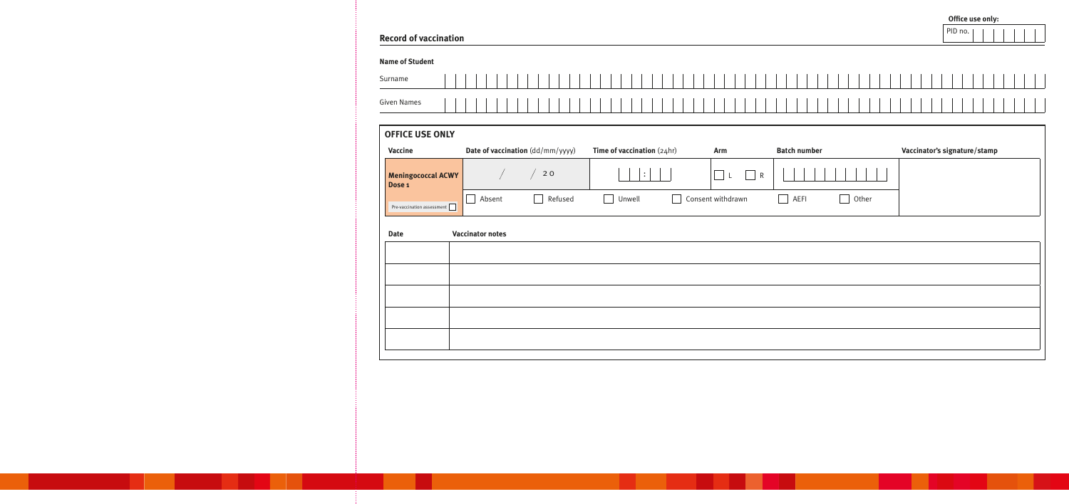Office use only:

PID no.

## Record of vaccination

**Name of Student**

Surname

Given Names

### OFFICE USE ONLY

| Vaccine | Date of vaccination (dd/mm/yyyy) | Time of vaccination (24hr) | Arm | Batch number | Vaccinator's signature/stamp |
|---|---|---|---|---|---|
| **Meningococcal ACWY Dose 1** | / / 20 | : | ☐ L ☐ R | | |
| Pre-vaccination assessment ☐ | ☐ Absent ☐ Refused | ☐ Unwell | ☐ Consent withdrawn | ☐ AEFI ☐ Other | |

| Date | Vaccinator notes |
|---|---|
| | |
| | |
| | |
| | |
| | |